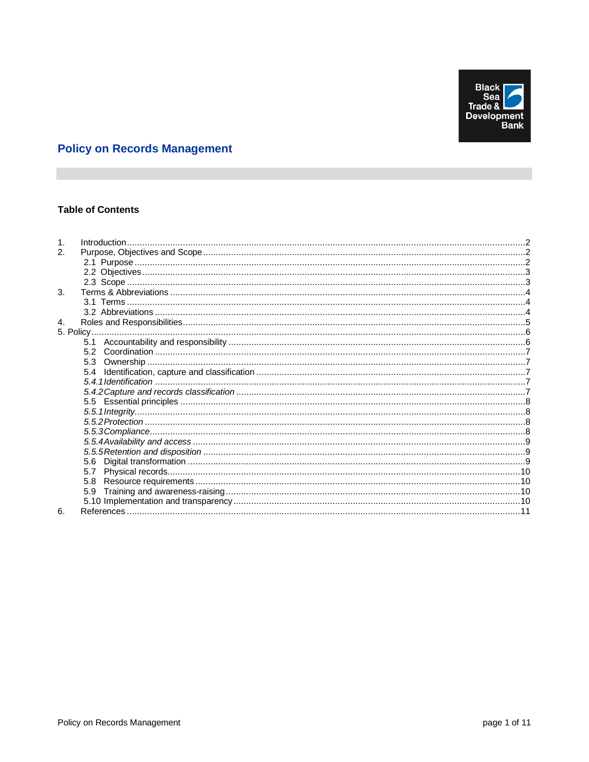Black Sea Trade & Development Bank

# Policy on Records Management

## Table of Contents

1. Introduction ....................................................................... 2
2. Purpose, Objectives and Scope ....................................................................... 2
   - 2.1 Purpose ....................................................................... 2
   - 2.2 Objectives ....................................................................... 3
   - 2.3 Scope ....................................................................... 3
3. Terms & Abbreviations ....................................................................... 4
   - 3.1 Terms ....................................................................... 4
   - 3.2 Abbreviations ....................................................................... 4
4. Roles and Responsibilities ....................................................................... 5
5. Policy ....................................................................... 6
   - 5.1 Accountability and responsibility ....................................................................... 6
   - 5.2 Coordination ....................................................................... 7
   - 5.3 Ownership ....................................................................... 7
   - 5.4 Identification, capture and classification ....................................................................... 7
   - *5.4.1 Identification* ....................................................................... 7
   - *5.4.2 Capture and records classification* ....................................................................... 7
   - 5.5 Essential principles ....................................................................... 8
   - *5.5.1 Integrity* ....................................................................... 8
   - *5.5.2 Protection* ....................................................................... 8
   - *5.5.3 Compliance* ....................................................................... 8
   - *5.5.4 Availability and access* ....................................................................... 9
   - *5.5.5 Retention and disposition* ....................................................................... 9
   - 5.6 Digital transformation ....................................................................... 9
   - 5.7 Physical records ....................................................................... 10
   - 5.8 Resource requirements ....................................................................... 10
   - 5.9 Training and awareness-raising ....................................................................... 10
   - 5.10 Implementation and transparency ....................................................................... 10
6. References ....................................................................... 11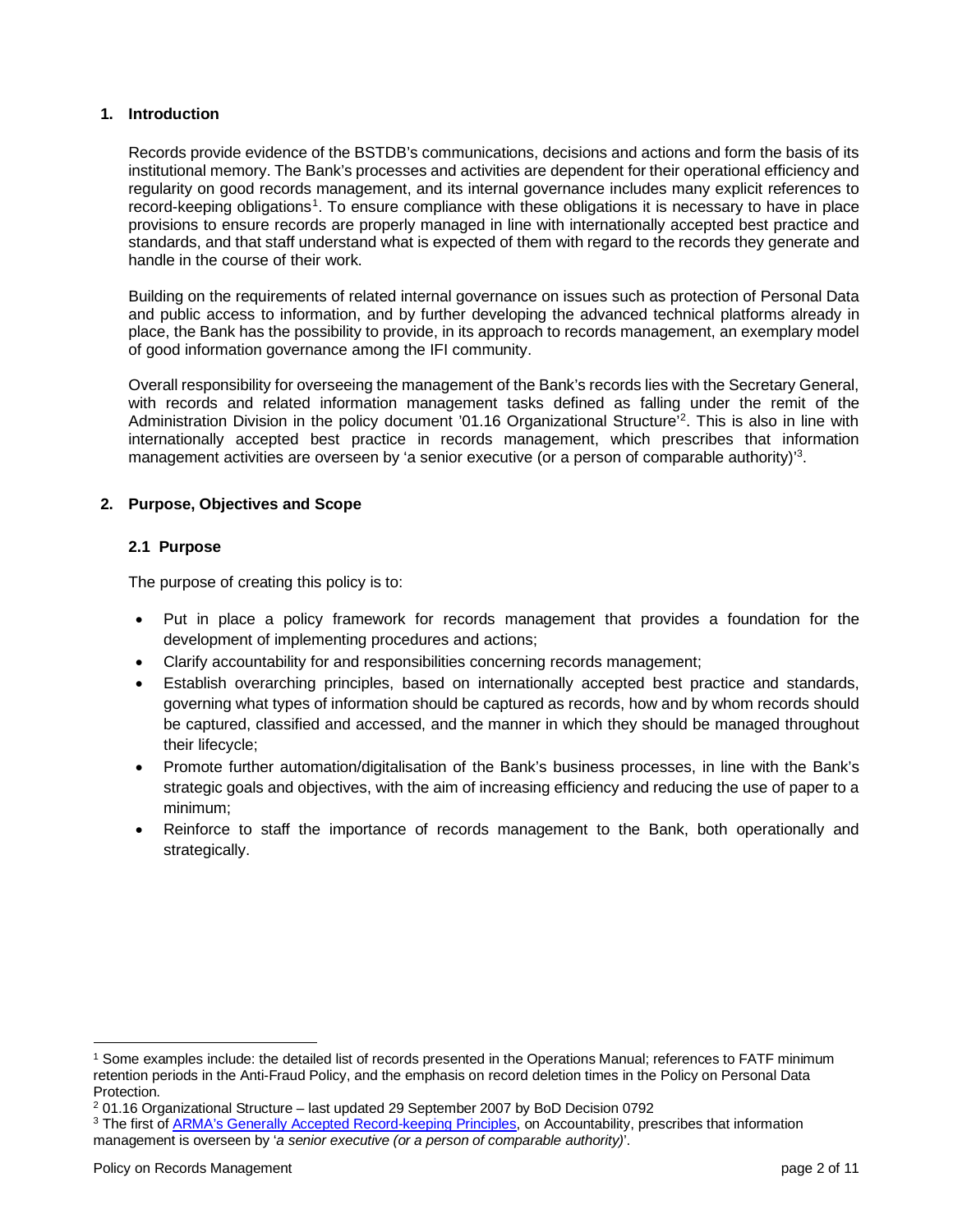## 1. Introduction

Records provide evidence of the BSTDB's communications, decisions and actions and form the basis of its institutional memory. The Bank's processes and activities are dependent for their operational efficiency and regularity on good records management, and its internal governance includes many explicit references to record-keeping obligations[1]. To ensure compliance with these obligations it is necessary to have in place provisions to ensure records are properly managed in line with internationally accepted best practice and standards, and that staff understand what is expected of them with regard to the records they generate and handle in the course of their work.

Building on the requirements of related internal governance on issues such as protection of Personal Data and public access to information, and by further developing the advanced technical platforms already in place, the Bank has the possibility to provide, in its approach to records management, an exemplary model of good information governance among the IFI community.

Overall responsibility for overseeing the management of the Bank's records lies with the Secretary General, with records and related information management tasks defined as falling under the remit of the Administration Division in the policy document '01.16 Organizational Structure'[2]. This is also in line with internationally accepted best practice in records management, which prescribes that information management activities are overseen by 'a senior executive (or a person of comparable authority)'[3].

## 2. Purpose, Objectives and Scope

### 2.1 Purpose

The purpose of creating this policy is to:

- Put in place a policy framework for records management that provides a foundation for the development of implementing procedures and actions;
- Clarify accountability for and responsibilities concerning records management;
- Establish overarching principles, based on internationally accepted best practice and standards, governing what types of information should be captured as records, how and by whom records should be captured, classified and accessed, and the manner in which they should be managed throughout their lifecycle;
- Promote further automation/digitalisation of the Bank's business processes, in line with the Bank's strategic goals and objectives, with the aim of increasing efficiency and reducing the use of paper to a minimum;
- Reinforce to staff the importance of records management to the Bank, both operationally and strategically.

---

[1] Some examples include: the detailed list of records presented in the Operations Manual; references to FATF minimum retention periods in the Anti-Fraud Policy, and the emphasis on record deletion times in the Policy on Personal Data Protection.

[2] 01.16 Organizational Structure – last updated 29 September 2007 by BoD Decision 0792

[3] The first of ARMA's Generally Accepted Record-keeping Principles, on Accountability, prescribes that information management is overseen by '*a senior executive (or a person of comparable authority)*'.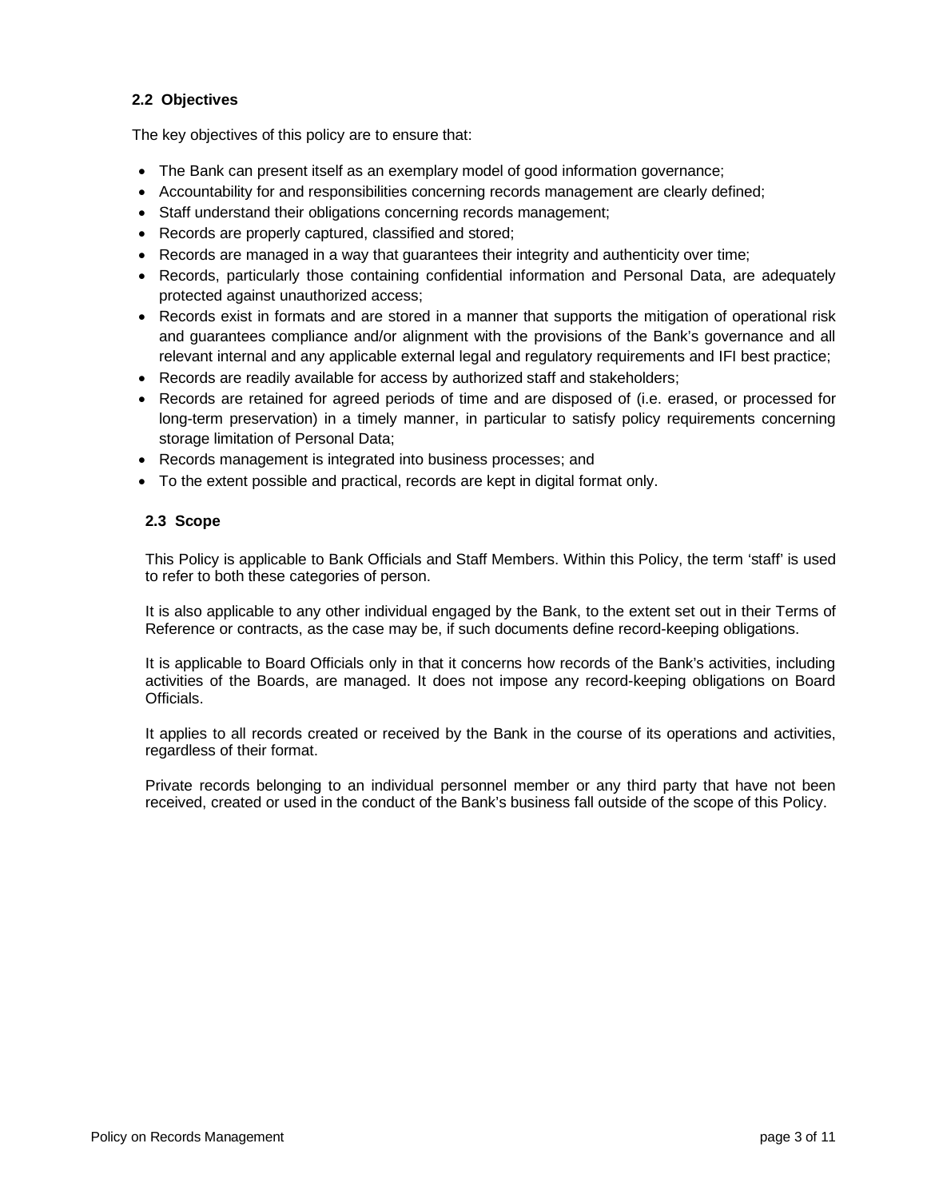### 2.2 Objectives

The key objectives of this policy are to ensure that:

- The Bank can present itself as an exemplary model of good information governance;
- Accountability for and responsibilities concerning records management are clearly defined;
- Staff understand their obligations concerning records management;
- Records are properly captured, classified and stored;
- Records are managed in a way that guarantees their integrity and authenticity over time;
- Records, particularly those containing confidential information and Personal Data, are adequately protected against unauthorized access;
- Records exist in formats and are stored in a manner that supports the mitigation of operational risk and guarantees compliance and/or alignment with the provisions of the Bank's governance and all relevant internal and any applicable external legal and regulatory requirements and IFI best practice;
- Records are readily available for access by authorized staff and stakeholders;
- Records are retained for agreed periods of time and are disposed of (i.e. erased, or processed for long-term preservation) in a timely manner, in particular to satisfy policy requirements concerning storage limitation of Personal Data;
- Records management is integrated into business processes; and
- To the extent possible and practical, records are kept in digital format only.

### 2.3 Scope

This Policy is applicable to Bank Officials and Staff Members. Within this Policy, the term 'staff' is used to refer to both these categories of person.

It is also applicable to any other individual engaged by the Bank, to the extent set out in their Terms of Reference or contracts, as the case may be, if such documents define record-keeping obligations.

It is applicable to Board Officials only in that it concerns how records of the Bank's activities, including activities of the Boards, are managed. It does not impose any record-keeping obligations on Board Officials.

It applies to all records created or received by the Bank in the course of its operations and activities, regardless of their format.

Private records belonging to an individual personnel member or any third party that have not been received, created or used in the conduct of the Bank's business fall outside of the scope of this Policy.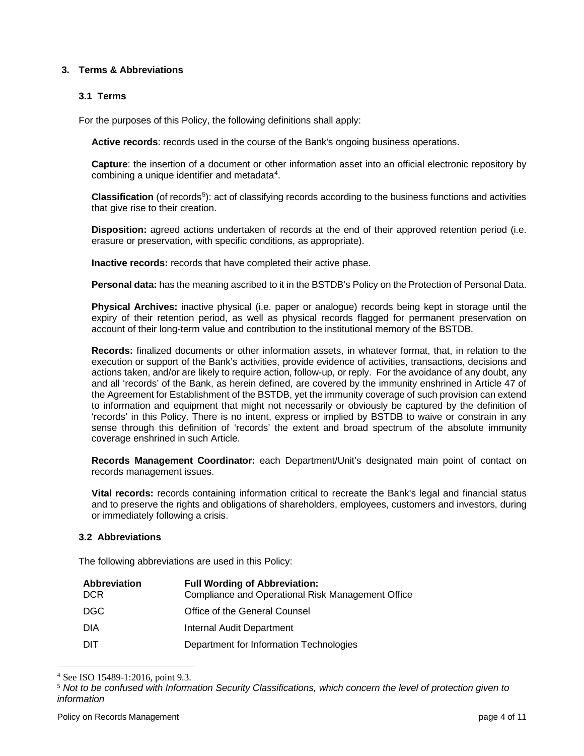## 3. Terms & Abbreviations

### 3.1 Terms

For the purposes of this Policy, the following definitions shall apply:

**Active records**: records used in the course of the Bank's ongoing business operations.

**Capture**: the insertion of a document or other information asset into an official electronic repository by combining a unique identifier and metadata[4].

**Classification** (of records[5]): act of classifying records according to the business functions and activities that give rise to their creation.

**Disposition:** agreed actions undertaken of records at the end of their approved retention period (i.e. erasure or preservation, with specific conditions, as appropriate).

**Inactive records:** records that have completed their active phase.

**Personal data:** has the meaning ascribed to it in the BSTDB's Policy on the Protection of Personal Data.

**Physical Archives:** inactive physical (i.e. paper or analogue) records being kept in storage until the expiry of their retention period, as well as physical records flagged for permanent preservation on account of their long-term value and contribution to the institutional memory of the BSTDB.

**Records:** finalized documents or other information assets, in whatever format, that, in relation to the execution or support of the Bank's activities, provide evidence of activities, transactions, decisions and actions taken, and/or are likely to require action, follow-up, or reply. For the avoidance of any doubt, any and all 'records' of the Bank, as herein defined, are covered by the immunity enshrined in Article 47 of the Agreement for Establishment of the BSTDB, yet the immunity coverage of such provision can extend to information and equipment that might not necessarily or obviously be captured by the definition of 'records' in this Policy. There is no intent, express or implied by BSTDB to waive or constrain in any sense through this definition of 'records' the extent and broad spectrum of the absolute immunity coverage enshrined in such Article.

**Records Management Coordinator:** each Department/Unit's designated main point of contact on records management issues.

**Vital records:** records containing information critical to recreate the Bank's legal and financial status and to preserve the rights and obligations of shareholders, employees, customers and investors, during or immediately following a crisis.

### 3.2 Abbreviations

The following abbreviations are used in this Policy:

| Abbreviation | Full Wording of Abbreviation: |
| --- | --- |
| DCR | Compliance and Operational Risk Management Office |
| DGC | Office of the General Counsel |
| DIA | Internal Audit Department |
| DIT | Department for Information Technologies |

[4] See ISO 15489-1:2016, point 9.3.

[5] *Not to be confused with Information Security Classifications, which concern the level of protection given to information*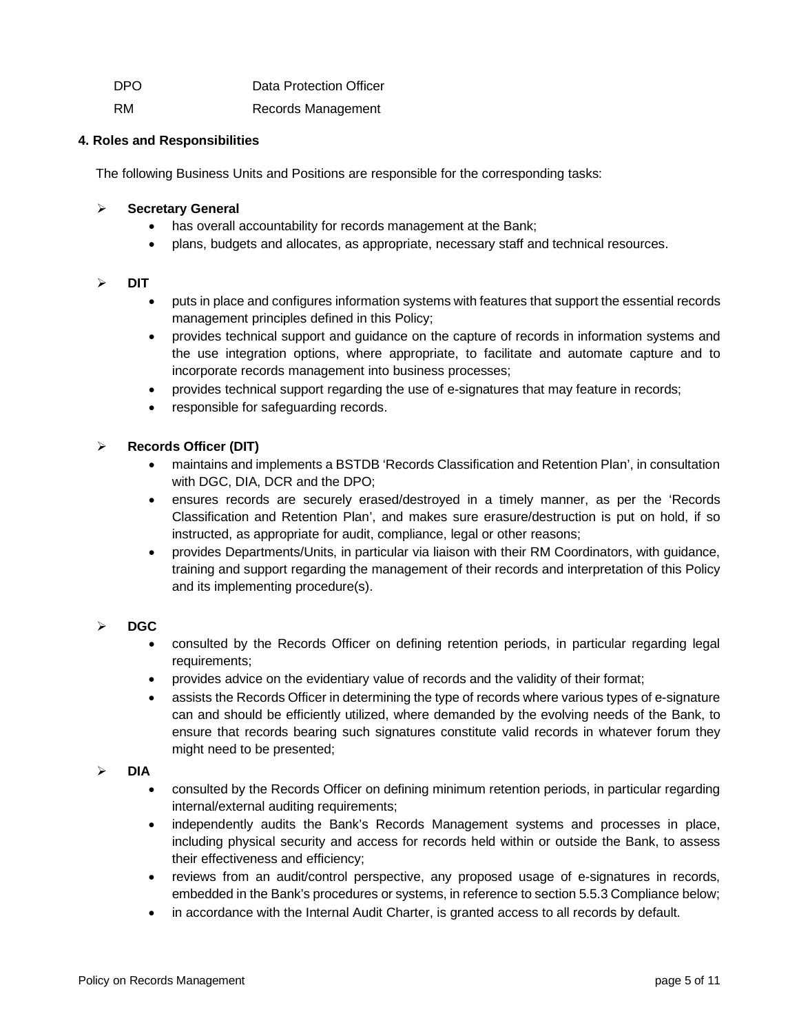| DPO | Data Protection Officer |
|---|---|
| RM | Records Management |

## 4. Roles and Responsibilities

The following Business Units and Positions are responsible for the corresponding tasks:

- **Secretary General**
  - has overall accountability for records management at the Bank;
  - plans, budgets and allocates, as appropriate, necessary staff and technical resources.

- **DIT**
  - puts in place and configures information systems with features that support the essential records management principles defined in this Policy;
  - provides technical support and guidance on the capture of records in information systems and the use integration options, where appropriate, to facilitate and automate capture and to incorporate records management into business processes;
  - provides technical support regarding the use of e-signatures that may feature in records;
  - responsible for safeguarding records.

- **Records Officer (DIT)**
  - maintains and implements a BSTDB 'Records Classification and Retention Plan', in consultation with DGC, DIA, DCR and the DPO;
  - ensures records are securely erased/destroyed in a timely manner, as per the 'Records Classification and Retention Plan', and makes sure erasure/destruction is put on hold, if so instructed, as appropriate for audit, compliance, legal or other reasons;
  - provides Departments/Units, in particular via liaison with their RM Coordinators, with guidance, training and support regarding the management of their records and interpretation of this Policy and its implementing procedure(s).

- **DGC**
  - consulted by the Records Officer on defining retention periods, in particular regarding legal requirements;
  - provides advice on the evidentiary value of records and the validity of their format;
  - assists the Records Officer in determining the type of records where various types of e-signature can and should be efficiently utilized, where demanded by the evolving needs of the Bank, to ensure that records bearing such signatures constitute valid records in whatever forum they might need to be presented;

- **DIA**
  - consulted by the Records Officer on defining minimum retention periods, in particular regarding internal/external auditing requirements;
  - independently audits the Bank's Records Management systems and processes in place, including physical security and access for records held within or outside the Bank, to assess their effectiveness and efficiency;
  - reviews from an audit/control perspective, any proposed usage of e-signatures in records, embedded in the Bank's procedures or systems, in reference to section 5.5.3 Compliance below;
  - in accordance with the Internal Audit Charter, is granted access to all records by default.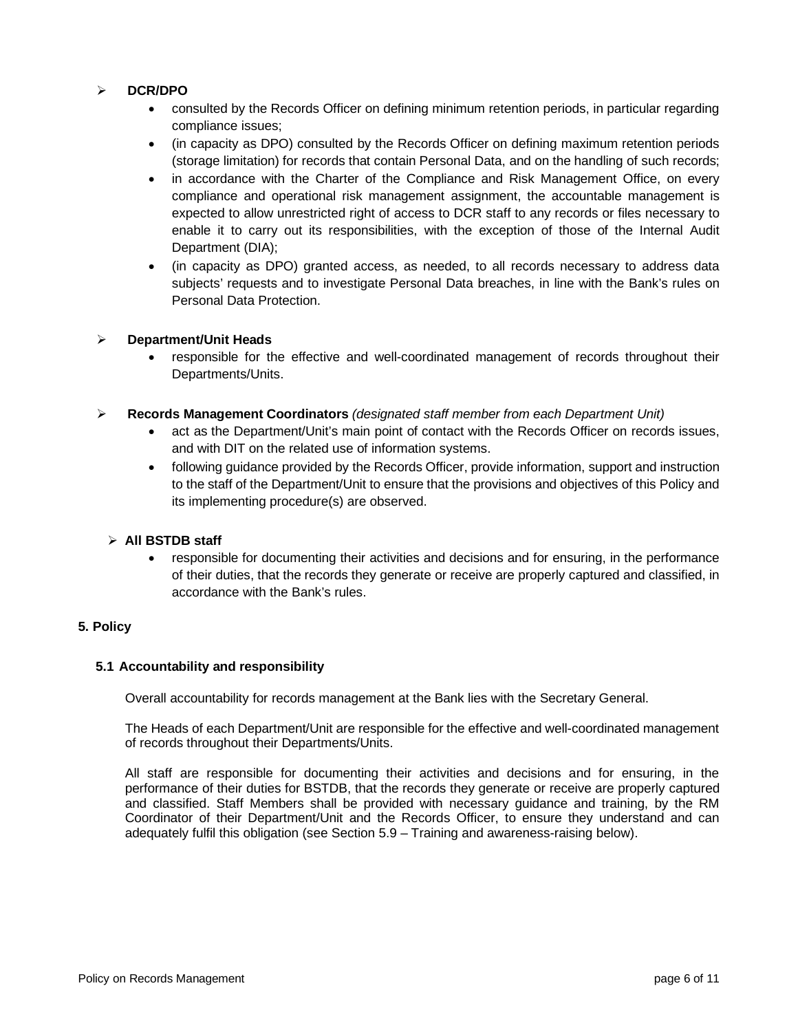- **DCR/DPO**
  - consulted by the Records Officer on defining minimum retention periods, in particular regarding compliance issues;
  - (in capacity as DPO) consulted by the Records Officer on defining maximum retention periods (storage limitation) for records that contain Personal Data, and on the handling of such records;
  - in accordance with the Charter of the Compliance and Risk Management Office, on every compliance and operational risk management assignment, the accountable management is expected to allow unrestricted right of access to DCR staff to any records or files necessary to enable it to carry out its responsibilities, with the exception of those of the Internal Audit Department (DIA);
  - (in capacity as DPO) granted access, as needed, to all records necessary to address data subjects' requests and to investigate Personal Data breaches, in line with the Bank's rules on Personal Data Protection.

- **Department/Unit Heads**
  - responsible for the effective and well-coordinated management of records throughout their Departments/Units.

- **Records Management Coordinators** *(designated staff member from each Department Unit)*
  - act as the Department/Unit's main point of contact with the Records Officer on records issues, and with DIT on the related use of information systems.
  - following guidance provided by the Records Officer, provide information, support and instruction to the staff of the Department/Unit to ensure that the provisions and objectives of this Policy and its implementing procedure(s) are observed.

- **All BSTDB staff**
  - responsible for documenting their activities and decisions and for ensuring, in the performance of their duties, that the records they generate or receive are properly captured and classified, in accordance with the Bank's rules.

## 5. Policy

### 5.1 Accountability and responsibility

Overall accountability for records management at the Bank lies with the Secretary General.

The Heads of each Department/Unit are responsible for the effective and well-coordinated management of records throughout their Departments/Units.

All staff are responsible for documenting their activities and decisions and for ensuring, in the performance of their duties for BSTDB, that the records they generate or receive are properly captured and classified. Staff Members shall be provided with necessary guidance and training, by the RM Coordinator of their Department/Unit and the Records Officer, to ensure they understand and can adequately fulfil this obligation (see Section 5.9 – Training and awareness-raising below).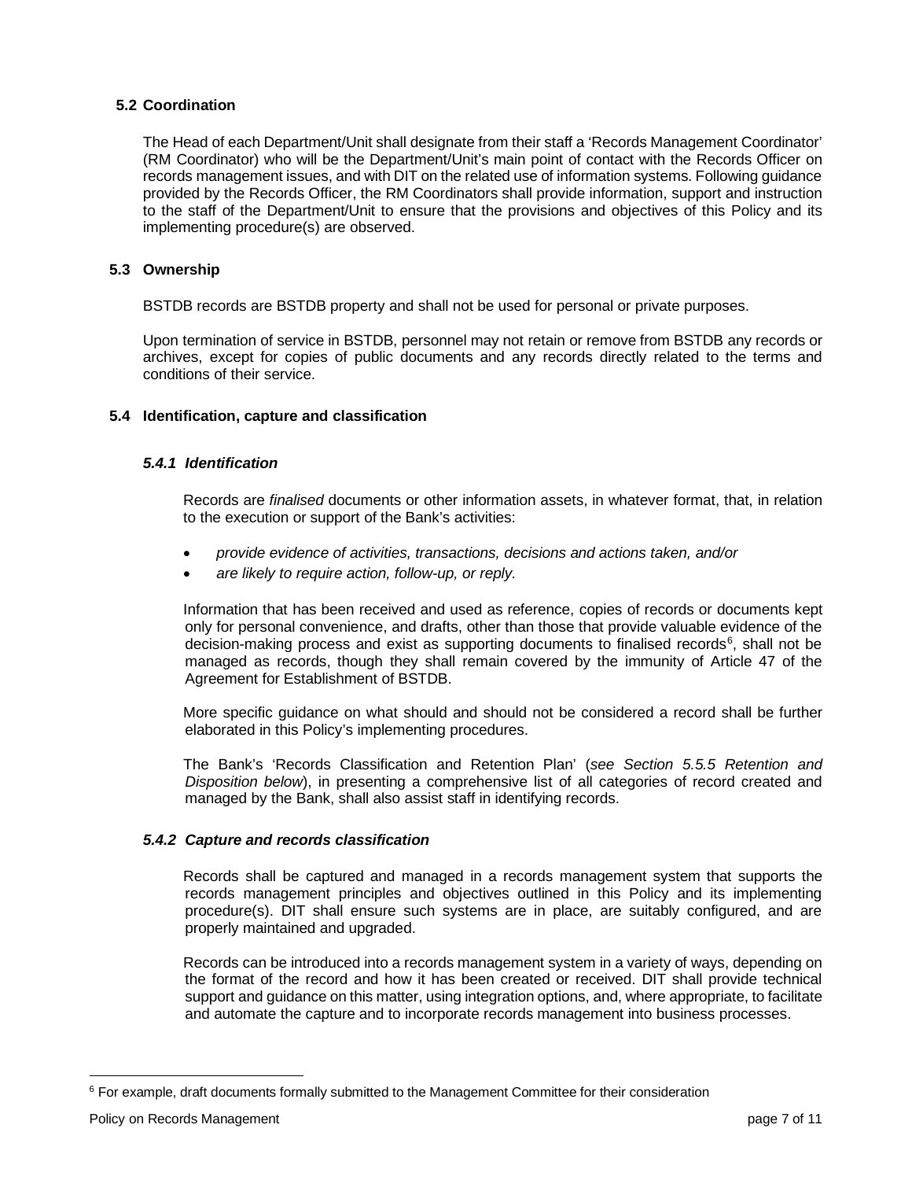### 5.2 Coordination

The Head of each Department/Unit shall designate from their staff a 'Records Management Coordinator' (RM Coordinator) who will be the Department/Unit's main point of contact with the Records Officer on records management issues, and with DIT on the related use of information systems. Following guidance provided by the Records Officer, the RM Coordinators shall provide information, support and instruction to the staff of the Department/Unit to ensure that the provisions and objectives of this Policy and its implementing procedure(s) are observed.

### 5.3 Ownership

BSTDB records are BSTDB property and shall not be used for personal or private purposes.

Upon termination of service in BSTDB, personnel may not retain or remove from BSTDB any records or archives, except for copies of public documents and any records directly related to the terms and conditions of their service.

### 5.4 Identification, capture and classification

#### *5.4.1 Identification*

Records are *finalised* documents or other information assets, in whatever format, that, in relation to the execution or support of the Bank's activities:

- *provide evidence of activities, transactions, decisions and actions taken, and/or*
- *are likely to require action, follow-up, or reply.*

Information that has been received and used as reference, copies of records or documents kept only for personal convenience, and drafts, other than those that provide valuable evidence of the decision-making process and exist as supporting documents to finalised records[6], shall not be managed as records, though they shall remain covered by the immunity of Article 47 of the Agreement for Establishment of BSTDB.

More specific guidance on what should and should not be considered a record shall be further elaborated in this Policy's implementing procedures.

The Bank's 'Records Classification and Retention Plan' (*see Section 5.5.5 Retention and Disposition below*), in presenting a comprehensive list of all categories of record created and managed by the Bank, shall also assist staff in identifying records.

#### *5.4.2 Capture and records classification*

Records shall be captured and managed in a records management system that supports the records management principles and objectives outlined in this Policy and its implementing procedure(s). DIT shall ensure such systems are in place, are suitably configured, and are properly maintained and upgraded.

Records can be introduced into a records management system in a variety of ways, depending on the format of the record and how it has been created or received. DIT shall provide technical support and guidance on this matter, using integration options, and, where appropriate, to facilitate and automate the capture and to incorporate records management into business processes.

---

[6] For example, draft documents formally submitted to the Management Committee for their consideration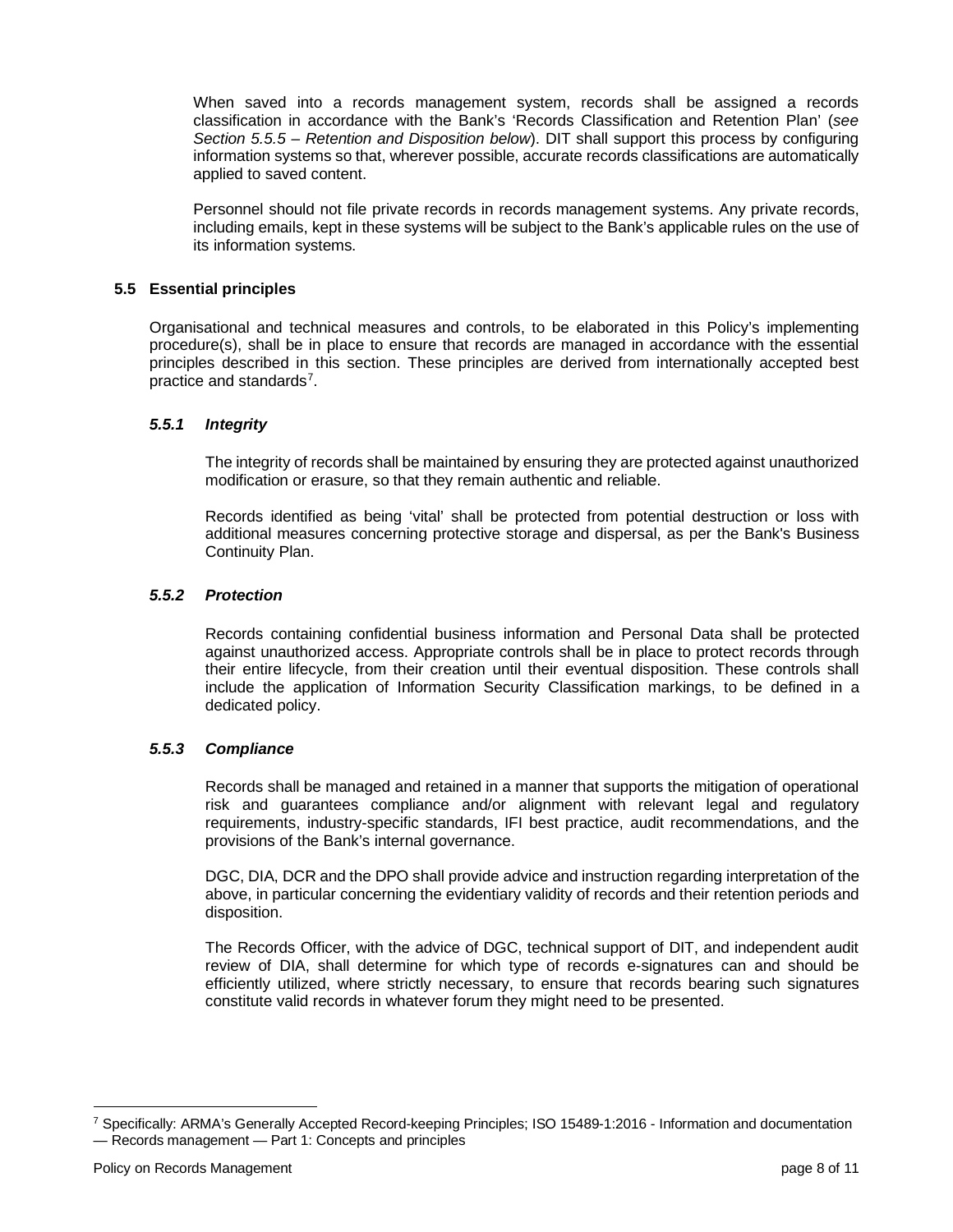When saved into a records management system, records shall be assigned a records classification in accordance with the Bank's 'Records Classification and Retention Plan' (*see Section 5.5.5 – Retention and Disposition below*). DIT shall support this process by configuring information systems so that, wherever possible, accurate records classifications are automatically applied to saved content.

Personnel should not file private records in records management systems. Any private records, including emails, kept in these systems will be subject to the Bank's applicable rules on the use of its information systems.

## 5.5 Essential principles

Organisational and technical measures and controls, to be elaborated in this Policy's implementing procedure(s), shall be in place to ensure that records are managed in accordance with the essential principles described in this section. These principles are derived from internationally accepted best practice and standards[7].

### *5.5.1 Integrity*

The integrity of records shall be maintained by ensuring they are protected against unauthorized modification or erasure, so that they remain authentic and reliable.

Records identified as being 'vital' shall be protected from potential destruction or loss with additional measures concerning protective storage and dispersal, as per the Bank's Business Continuity Plan.

### *5.5.2 Protection*

Records containing confidential business information and Personal Data shall be protected against unauthorized access. Appropriate controls shall be in place to protect records through their entire lifecycle, from their creation until their eventual disposition. These controls shall include the application of Information Security Classification markings, to be defined in a dedicated policy.

### *5.5.3 Compliance*

Records shall be managed and retained in a manner that supports the mitigation of operational risk and guarantees compliance and/or alignment with relevant legal and regulatory requirements, industry-specific standards, IFI best practice, audit recommendations, and the provisions of the Bank's internal governance.

DGC, DIA, DCR and the DPO shall provide advice and instruction regarding interpretation of the above, in particular concerning the evidentiary validity of records and their retention periods and disposition.

The Records Officer, with the advice of DGC, technical support of DIT, and independent audit review of DIA, shall determine for which type of records e-signatures can and should be efficiently utilized, where strictly necessary, to ensure that records bearing such signatures constitute valid records in whatever forum they might need to be presented.

---

[7] Specifically: ARMA's Generally Accepted Record-keeping Principles; ISO 15489-1:2016 - Information and documentation — Records management — Part 1: Concepts and principles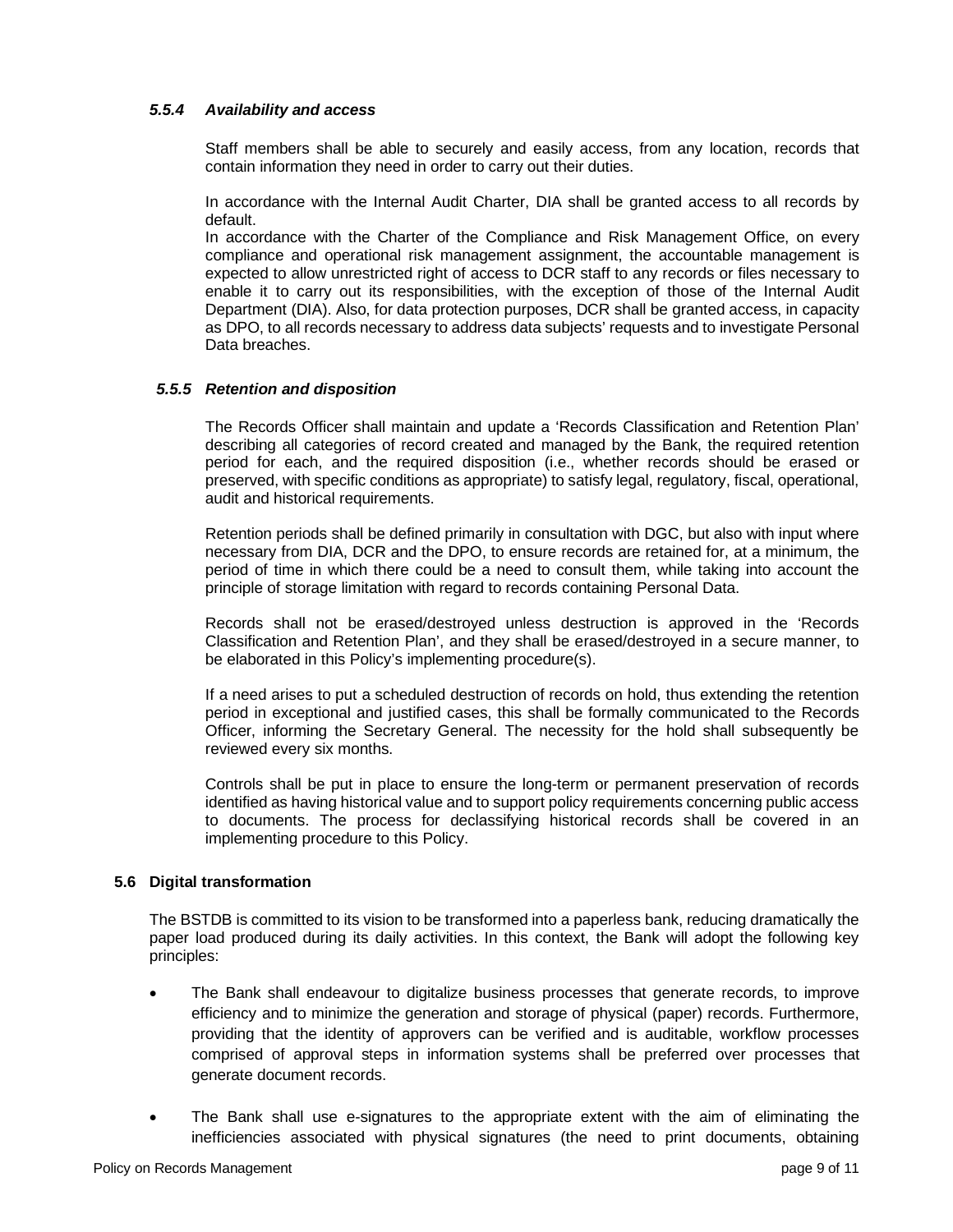#### *5.5.4 Availability and access*

Staff members shall be able to securely and easily access, from any location, records that contain information they need in order to carry out their duties.

In accordance with the Internal Audit Charter, DIA shall be granted access to all records by default.
In accordance with the Charter of the Compliance and Risk Management Office, on every compliance and operational risk management assignment, the accountable management is expected to allow unrestricted right of access to DCR staff to any records or files necessary to enable it to carry out its responsibilities, with the exception of those of the Internal Audit Department (DIA). Also, for data protection purposes, DCR shall be granted access, in capacity as DPO, to all records necessary to address data subjects' requests and to investigate Personal Data breaches.

#### *5.5.5 Retention and disposition*

The Records Officer shall maintain and update a 'Records Classification and Retention Plan' describing all categories of record created and managed by the Bank, the required retention period for each, and the required disposition (i.e., whether records should be erased or preserved, with specific conditions as appropriate) to satisfy legal, regulatory, fiscal, operational, audit and historical requirements.

Retention periods shall be defined primarily in consultation with DGC, but also with input where necessary from DIA, DCR and the DPO, to ensure records are retained for, at a minimum, the period of time in which there could be a need to consult them, while taking into account the principle of storage limitation with regard to records containing Personal Data.

Records shall not be erased/destroyed unless destruction is approved in the 'Records Classification and Retention Plan', and they shall be erased/destroyed in a secure manner, to be elaborated in this Policy's implementing procedure(s).

If a need arises to put a scheduled destruction of records on hold, thus extending the retention period in exceptional and justified cases, this shall be formally communicated to the Records Officer, informing the Secretary General. The necessity for the hold shall subsequently be reviewed every six months.

Controls shall be put in place to ensure the long-term or permanent preservation of records identified as having historical value and to support policy requirements concerning public access to documents. The process for declassifying historical records shall be covered in an implementing procedure to this Policy.

### 5.6 Digital transformation

The BSTDB is committed to its vision to be transformed into a paperless bank, reducing dramatically the paper load produced during its daily activities. In this context, the Bank will adopt the following key principles:

- The Bank shall endeavour to digitalize business processes that generate records, to improve efficiency and to minimize the generation and storage of physical (paper) records. Furthermore, providing that the identity of approvers can be verified and is auditable, workflow processes comprised of approval steps in information systems shall be preferred over processes that generate document records.

- The Bank shall use e-signatures to the appropriate extent with the aim of eliminating the inefficiencies associated with physical signatures (the need to print documents, obtaining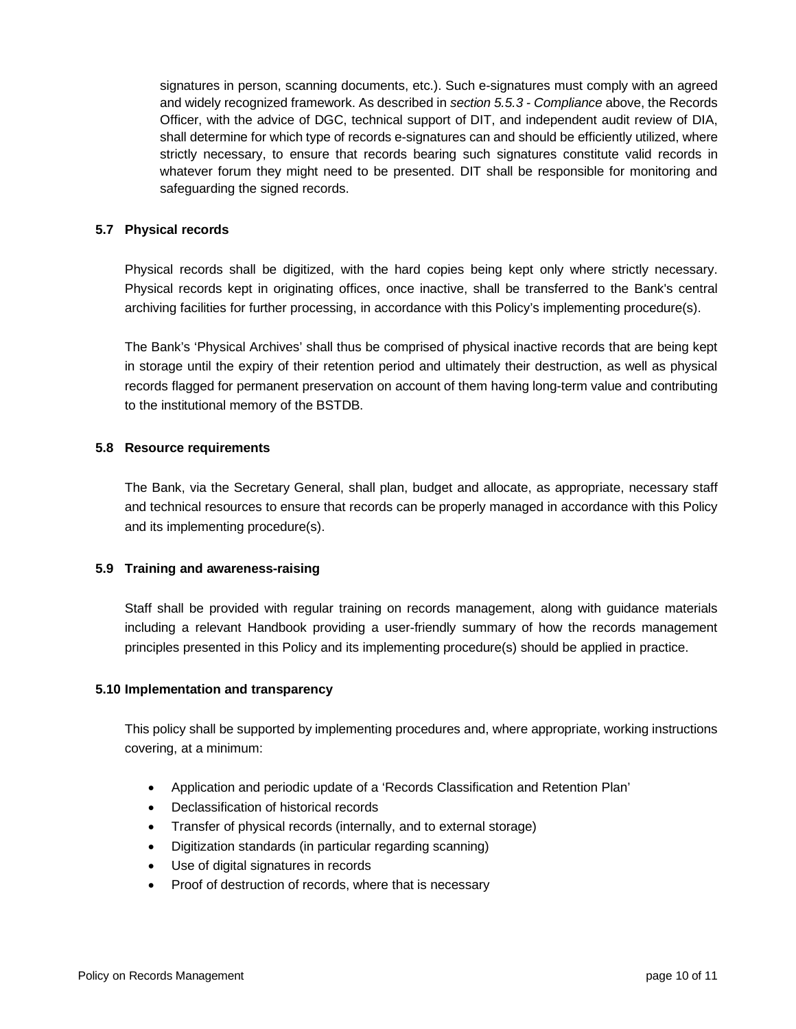signatures in person, scanning documents, etc.). Such e-signatures must comply with an agreed and widely recognized framework. As described in *section 5.5.3 - Compliance* above, the Records Officer, with the advice of DGC, technical support of DIT, and independent audit review of DIA, shall determine for which type of records e-signatures can and should be efficiently utilized, where strictly necessary, to ensure that records bearing such signatures constitute valid records in whatever forum they might need to be presented. DIT shall be responsible for monitoring and safeguarding the signed records.

### 5.7 Physical records

Physical records shall be digitized, with the hard copies being kept only where strictly necessary. Physical records kept in originating offices, once inactive, shall be transferred to the Bank's central archiving facilities for further processing, in accordance with this Policy's implementing procedure(s).

The Bank's 'Physical Archives' shall thus be comprised of physical inactive records that are being kept in storage until the expiry of their retention period and ultimately their destruction, as well as physical records flagged for permanent preservation on account of them having long-term value and contributing to the institutional memory of the BSTDB.

### 5.8 Resource requirements

The Bank, via the Secretary General, shall plan, budget and allocate, as appropriate, necessary staff and technical resources to ensure that records can be properly managed in accordance with this Policy and its implementing procedure(s).

### 5.9 Training and awareness-raising

Staff shall be provided with regular training on records management, along with guidance materials including a relevant Handbook providing a user-friendly summary of how the records management principles presented in this Policy and its implementing procedure(s) should be applied in practice.

### 5.10 Implementation and transparency

This policy shall be supported by implementing procedures and, where appropriate, working instructions covering, at a minimum:

- Application and periodic update of a 'Records Classification and Retention Plan'
- Declassification of historical records
- Transfer of physical records (internally, and to external storage)
- Digitization standards (in particular regarding scanning)
- Use of digital signatures in records
- Proof of destruction of records, where that is necessary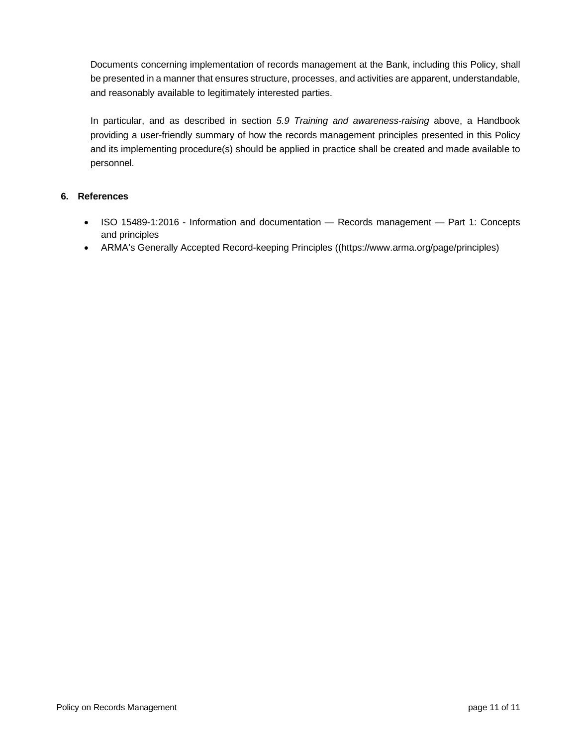Documents concerning implementation of records management at the Bank, including this Policy, shall be presented in a manner that ensures structure, processes, and activities are apparent, understandable, and reasonably available to legitimately interested parties.

In particular, and as described in section *5.9 Training and awareness-raising* above, a Handbook providing a user-friendly summary of how the records management principles presented in this Policy and its implementing procedure(s) should be applied in practice shall be created and made available to personnel.

## 6. References

- ISO 15489-1:2016 - Information and documentation — Records management — Part 1: Concepts and principles
- ARMA's Generally Accepted Record-keeping Principles ((https://www.arma.org/page/principles)